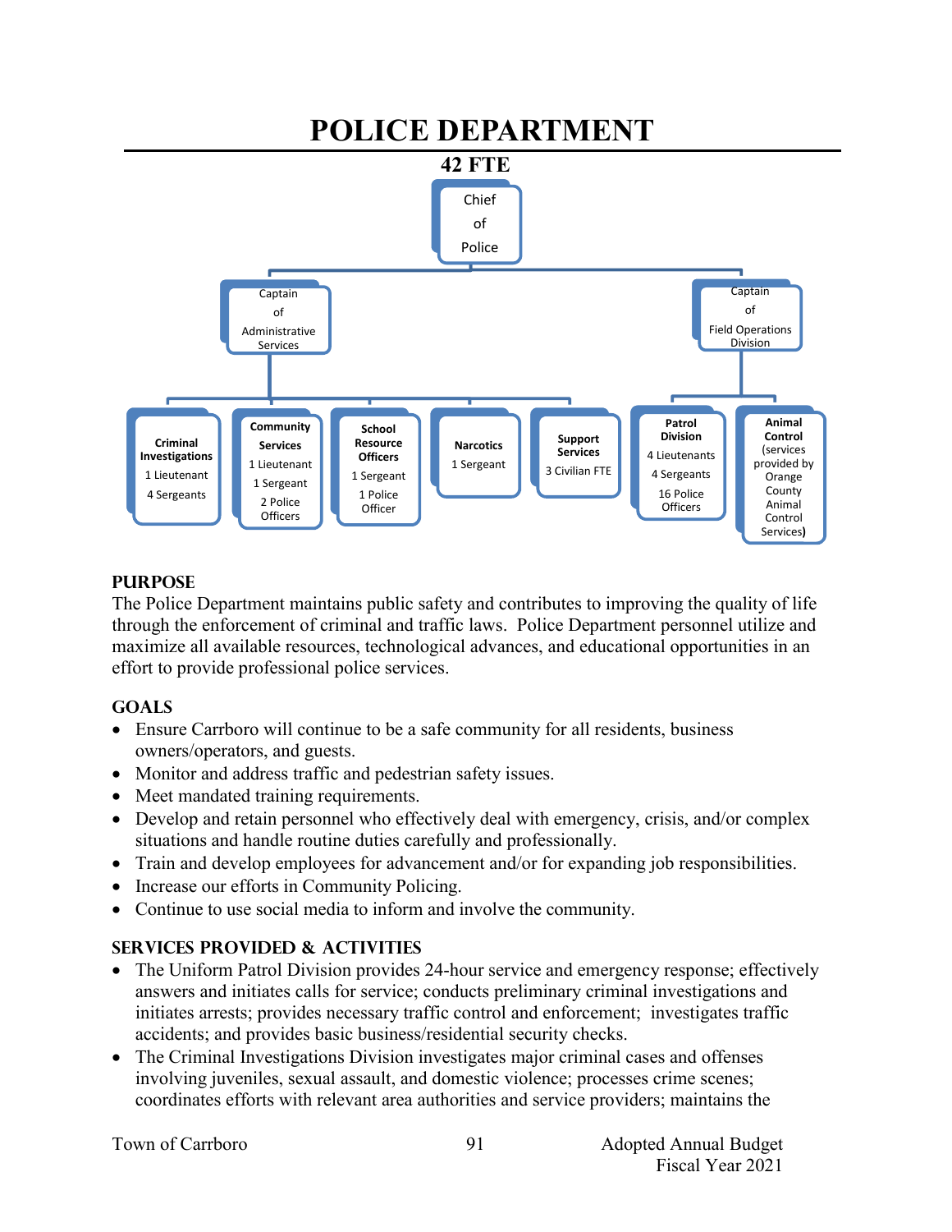# POLICE DEPARTMENT

**42 FTE**

- Chief of Police
  - Captain of Administrative Services
    - Criminal Investigations: 1 Lieutenant, 4 Sergeants
    - Community Services: 1 Lieutenant, 1 Sergeant, 2 Police Officers
    - School Resource Officers: 1 Sergeant, 1 Police Officer
    - Narcotics: 1 Sergeant
    - Support Services: 3 Civilian FTE
  - Captain of Field Operations Division
    - Patrol Division: 4 Lieutenants, 4 Sergeants, 16 Police Officers
    - Animal Control (services provided by Orange County Animal Control Services)

## PURPOSE

The Police Department maintains public safety and contributes to improving the quality of life through the enforcement of criminal and traffic laws. Police Department personnel utilize and maximize all available resources, technological advances, and educational opportunities in an effort to provide professional police services.

## GOALS

- Ensure Carrboro will continue to be a safe community for all residents, business owners/operators, and guests.
- Monitor and address traffic and pedestrian safety issues.
- Meet mandated training requirements.
- Develop and retain personnel who effectively deal with emergency, crisis, and/or complex situations and handle routine duties carefully and professionally.
- Train and develop employees for advancement and/or for expanding job responsibilities.
- Increase our efforts in Community Policing.
- Continue to use social media to inform and involve the community.

## SERVICES PROVIDED & ACTIVITIES

- The Uniform Patrol Division provides 24-hour service and emergency response; effectively answers and initiates calls for service; conducts preliminary criminal investigations and initiates arrests; provides necessary traffic control and enforcement; investigates traffic accidents; and provides basic business/residential security checks.
- The Criminal Investigations Division investigates major criminal cases and offenses involving juveniles, sexual assault, and domestic violence; processes crime scenes; coordinates efforts with relevant area authorities and service providers; maintains the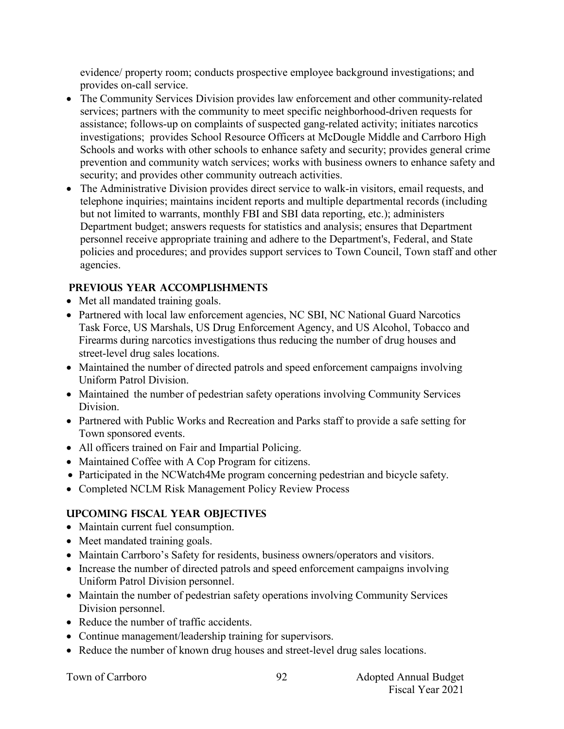evidence/ property room; conducts prospective employee background investigations; and provides on-call service.

- The Community Services Division provides law enforcement and other community-related services; partners with the community to meet specific neighborhood-driven requests for assistance; follows-up on complaints of suspected gang-related activity; initiates narcotics investigations; provides School Resource Officers at McDougle Middle and Carrboro High Schools and works with other schools to enhance safety and security; provides general crime prevention and community watch services; works with business owners to enhance safety and security; and provides other community outreach activities.
- The Administrative Division provides direct service to walk-in visitors, email requests, and telephone inquiries; maintains incident reports and multiple departmental records (including but not limited to warrants, monthly FBI and SBI data reporting, etc.); administers Department budget; answers requests for statistics and analysis; ensures that Department personnel receive appropriate training and adhere to the Department's, Federal, and State policies and procedures; and provides support services to Town Council, Town staff and other agencies.

## PREVIOUS YEAR ACCOMPLISHMENTS

- Met all mandated training goals.
- Partnered with local law enforcement agencies, NC SBI, NC National Guard Narcotics Task Force, US Marshals, US Drug Enforcement Agency, and US Alcohol, Tobacco and Firearms during narcotics investigations thus reducing the number of drug houses and street-level drug sales locations.
- Maintained the number of directed patrols and speed enforcement campaigns involving Uniform Patrol Division.
- Maintained the number of pedestrian safety operations involving Community Services Division.
- Partnered with Public Works and Recreation and Parks staff to provide a safe setting for Town sponsored events.
- All officers trained on Fair and Impartial Policing.
- Maintained Coffee with A Cop Program for citizens.
- Participated in the NCWatch4Me program concerning pedestrian and bicycle safety.
- Completed NCLM Risk Management Policy Review Process

## UPCOMING FISCAL YEAR OBJECTIVES

- Maintain current fuel consumption.
- Meet mandated training goals.
- Maintain Carrboro's Safety for residents, business owners/operators and visitors.
- Increase the number of directed patrols and speed enforcement campaigns involving Uniform Patrol Division personnel.
- Maintain the number of pedestrian safety operations involving Community Services Division personnel.
- Reduce the number of traffic accidents.
- Continue management/leadership training for supervisors.
- Reduce the number of known drug houses and street-level drug sales locations.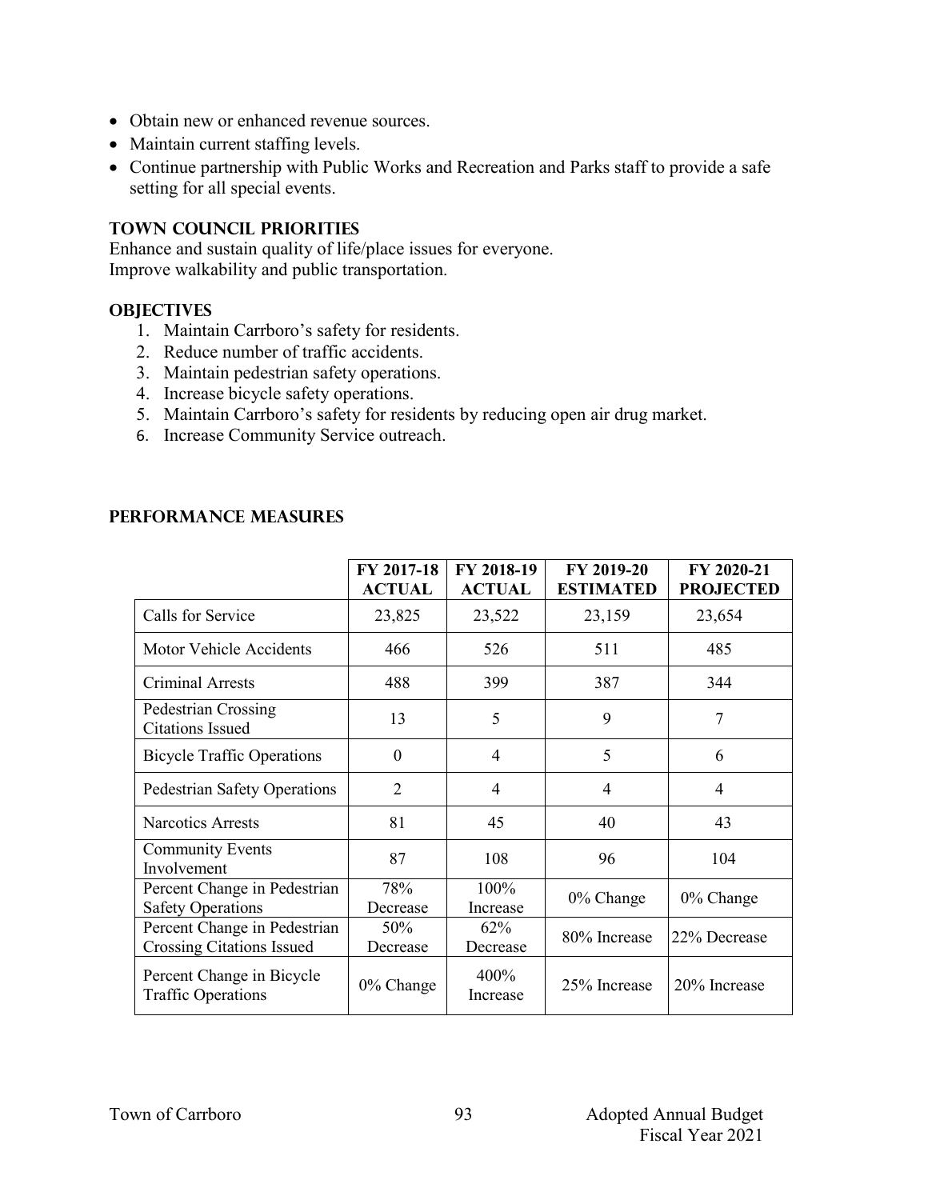- Obtain new or enhanced revenue sources.
- Maintain current staffing levels.
- Continue partnership with Public Works and Recreation and Parks staff to provide a safe setting for all special events.

## TOWN COUNCIL PRIORITIES

Enhance and sustain quality of life/place issues for everyone.
Improve walkability and public transportation.

## OBJECTIVES

1. Maintain Carrboro's safety for residents.
2. Reduce number of traffic accidents.
3. Maintain pedestrian safety operations.
4. Increase bicycle safety operations.
5. Maintain Carrboro's safety for residents by reducing open air drug market.
6. Increase Community Service outreach.

## PERFORMANCE MEASURES

| | FY 2017-18 ACTUAL | FY 2018-19 ACTUAL | FY 2019-20 ESTIMATED | FY 2020-21 PROJECTED |
|---|---|---|---|---|
| Calls for Service | 23,825 | 23,522 | 23,159 | 23,654 |
| Motor Vehicle Accidents | 466 | 526 | 511 | 485 |
| Criminal Arrests | 488 | 399 | 387 | 344 |
| Pedestrian Crossing Citations Issued | 13 | 5 | 9 | 7 |
| Bicycle Traffic Operations | 0 | 4 | 5 | 6 |
| Pedestrian Safety Operations | 2 | 4 | 4 | 4 |
| Narcotics Arrests | 81 | 45 | 40 | 43 |
| Community Events Involvement | 87 | 108 | 96 | 104 |
| Percent Change in Pedestrian Safety Operations | 78% Decrease | 100% Increase | 0% Change | 0% Change |
| Percent Change in Pedestrian Crossing Citations Issued | 50% Decrease | 62% Decrease | 80% Increase | 22% Decrease |
| Percent Change in Bicycle Traffic Operations | 0% Change | 400% Increase | 25% Increase | 20% Increase |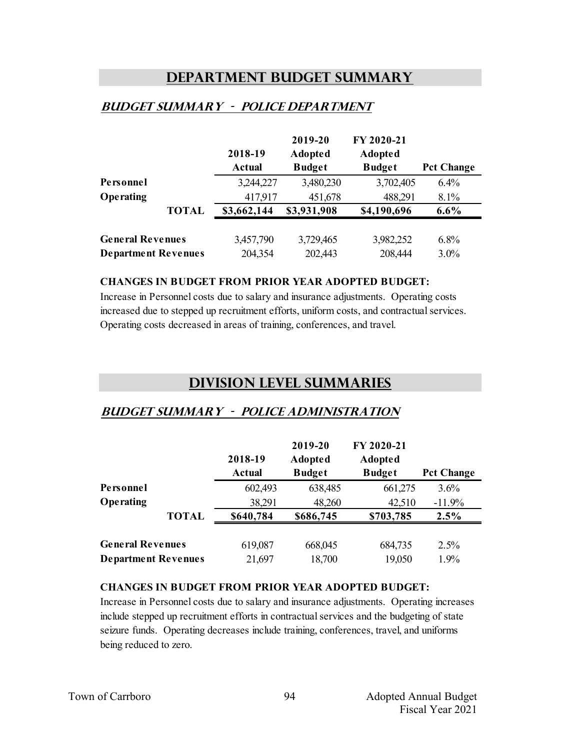# DEPARTMENT BUDGET SUMMARY

## *BUDGET SUMMARY - POLICE DEPARTMENT*

| | 2018-19 Actual | 2019-20 Adopted Budget | FY 2020-21 Adopted Budget | Pct Change |
|---|---|---|---|---|
| **Personnel** | 3,244,227 | 3,480,230 | 3,702,405 | 6.4% |
| **Operating** | 417,917 | 451,678 | 488,291 | 8.1% |
| **TOTAL** | **$3,662,144** | **$3,931,908** | **$4,190,696** | **6.6%** |
| **General Revenues** | 3,457,790 | 3,729,465 | 3,982,252 | 6.8% |
| **Department Revenues** | 204,354 | 202,443 | 208,444 | 3.0% |

**CHANGES IN BUDGET FROM PRIOR YEAR ADOPTED BUDGET:**

Increase in Personnel costs due to salary and insurance adjustments. Operating costs increased due to stepped up recruitment efforts, uniform costs, and contractual services. Operating costs decreased in areas of training, conferences, and travel.

# DIVISION LEVEL SUMMARIES

## *BUDGET SUMMARY - POLICE ADMINISTRATION*

| | 2018-19 Actual | 2019-20 Adopted Budget | FY 2020-21 Adopted Budget | Pct Change |
|---|---|---|---|---|
| **Personnel** | 602,493 | 638,485 | 661,275 | 3.6% |
| **Operating** | 38,291 | 48,260 | 42,510 | -11.9% |
| **TOTAL** | **$640,784** | **$686,745** | **$703,785** | **2.5%** |
| **General Revenues** | 619,087 | 668,045 | 684,735 | 2.5% |
| **Department Revenues** | 21,697 | 18,700 | 19,050 | 1.9% |

**CHANGES IN BUDGET FROM PRIOR YEAR ADOPTED BUDGET:**

Increase in Personnel costs due to salary and insurance adjustments. Operating increases include stepped up recruitment efforts in contractual services and the budgeting of state seizure funds. Operating decreases include training, conferences, travel, and uniforms being reduced to zero.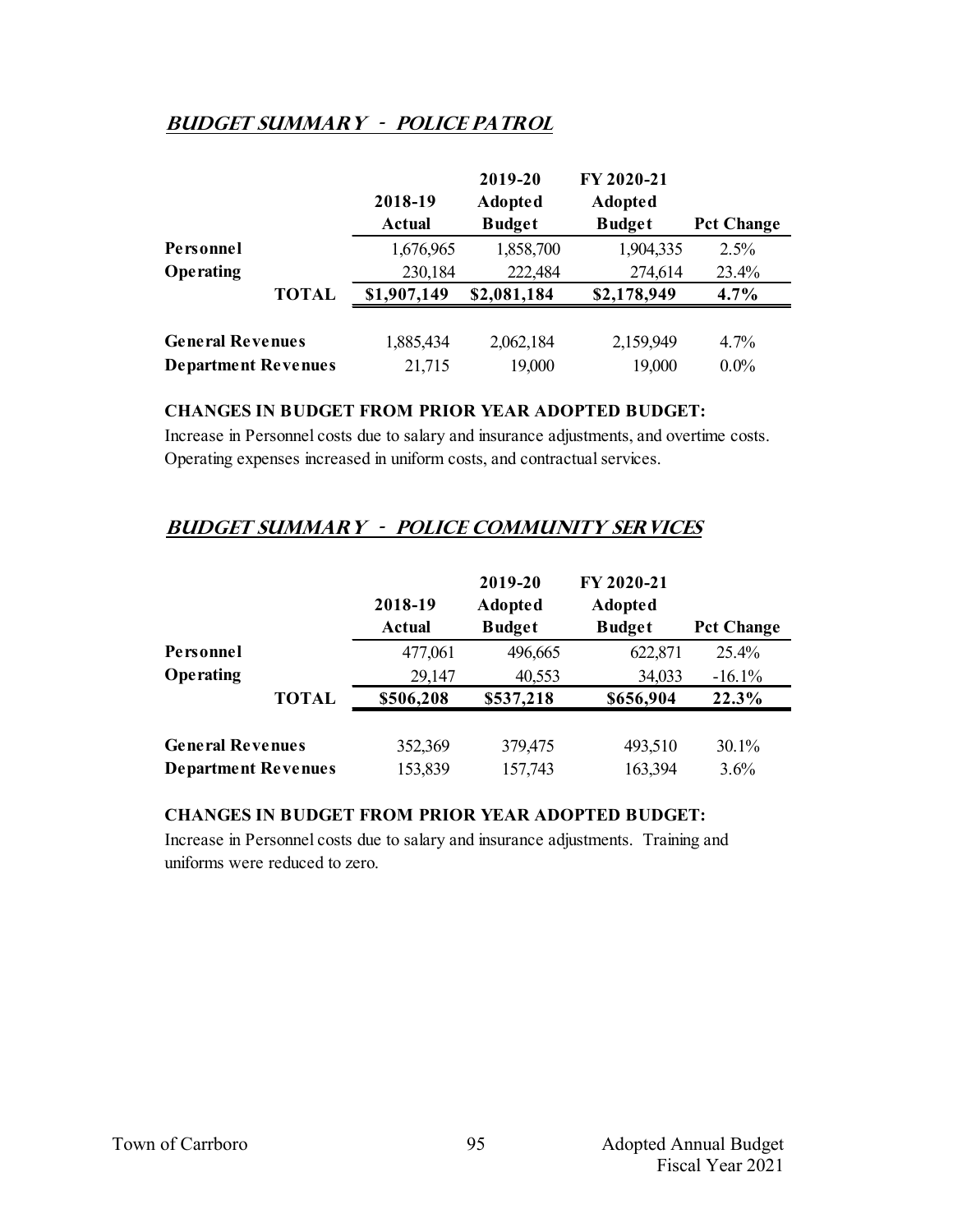## *BUDGET SUMMARY - POLICE PATROL*

| | 2018-19 Actual | 2019-20 Adopted Budget | FY 2020-21 Adopted Budget | Pct Change |
|---|---|---|---|---|
| **Personnel** | 1,676,965 | 1,858,700 | 1,904,335 | 2.5% |
| **Operating** | 230,184 | 222,484 | 274,614 | 23.4% |
| **TOTAL** | **$1,907,149** | **$2,081,184** | **$2,178,949** | **4.7%** |
| | | | | |
| **General Revenues** | 1,885,434 | 2,062,184 | 2,159,949 | 4.7% |
| **Department Revenues** | 21,715 | 19,000 | 19,000 | 0.0% |

**CHANGES IN BUDGET FROM PRIOR YEAR ADOPTED BUDGET:**

Increase in Personnel costs due to salary and insurance adjustments, and overtime costs. Operating expenses increased in uniform costs, and contractual services.

## *BUDGET SUMMARY - POLICE COMMUNITY SERVICES*

| | 2018-19 Actual | 2019-20 Adopted Budget | FY 2020-21 Adopted Budget | Pct Change |
|---|---|---|---|---|
| **Personnel** | 477,061 | 496,665 | 622,871 | 25.4% |
| **Operating** | 29,147 | 40,553 | 34,033 | -16.1% |
| **TOTAL** | **$506,208** | **$537,218** | **$656,904** | **22.3%** |
| | | | | |
| **General Revenues** | 352,369 | 379,475 | 493,510 | 30.1% |
| **Department Revenues** | 153,839 | 157,743 | 163,394 | 3.6% |

**CHANGES IN BUDGET FROM PRIOR YEAR ADOPTED BUDGET:**

Increase in Personnel costs due to salary and insurance adjustments. Training and uniforms were reduced to zero.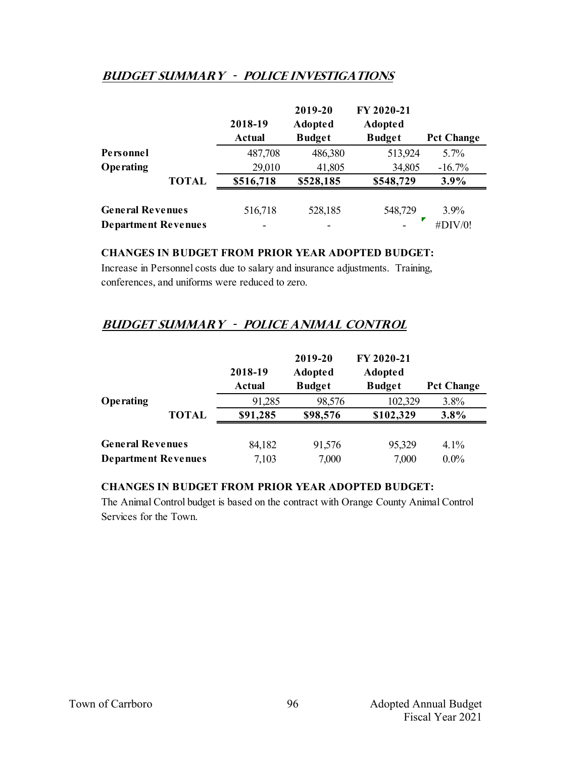## *BUDGET SUMMARY - POLICE INVESTIGATIONS*

| | 2018-19 Actual | 2019-20 Adopted Budget | FY 2020-21 Adopted Budget | Pct Change |
|---|---|---|---|---|
| **Personnel** | 487,708 | 486,380 | 513,924 | 5.7% |
| **Operating** | 29,010 | 41,805 | 34,805 | -16.7% |
| **TOTAL** | **$516,718** | **$528,185** | **$548,729** | **3.9%** |
| **General Revenues** | 516,718 | 528,185 | 548,729 | 3.9% |
| **Department Revenues** | - | - | - | #DIV/0! |

**CHANGES IN BUDGET FROM PRIOR YEAR ADOPTED BUDGET:**

Increase in Personnel costs due to salary and insurance adjustments. Training, conferences, and uniforms were reduced to zero.

## *BUDGET SUMMARY - POLICE ANIMAL CONTROL*

| | 2018-19 Actual | 2019-20 Adopted Budget | FY 2020-21 Adopted Budget | Pct Change |
|---|---|---|---|---|
| **Operating** | 91,285 | 98,576 | 102,329 | 3.8% |
| **TOTAL** | **$91,285** | **$98,576** | **$102,329** | **3.8%** |
| **General Revenues** | 84,182 | 91,576 | 95,329 | 4.1% |
| **Department Revenues** | 7,103 | 7,000 | 7,000 | 0.0% |

**CHANGES IN BUDGET FROM PRIOR YEAR ADOPTED BUDGET:**

The Animal Control budget is based on the contract with Orange County Animal Control Services for the Town.